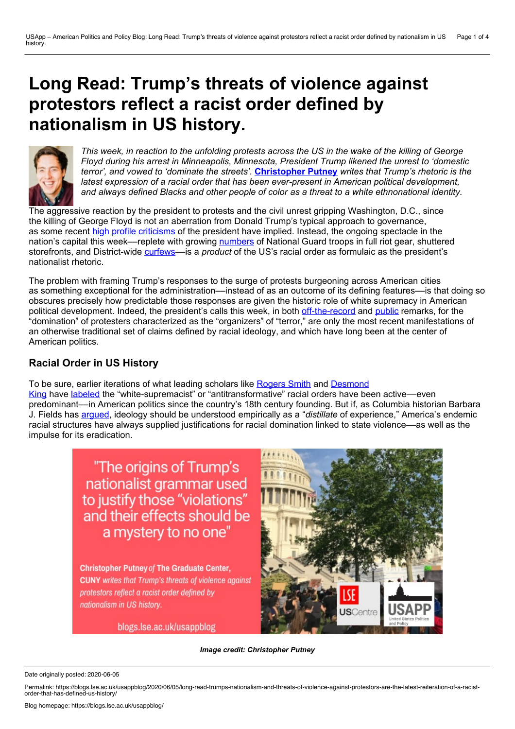# Long Read: Trump's threats of violence against protestors reflect a racist order defined by nationalism in US history.

*This week, in reaction to the unfolding protests across the US in the wake of the killing of George Floyd during his arrest in Minneapolis, Minnesota, President Trump likened the unrest to 'domestic terror', and vowed to 'dominate the streets'.* **Christopher Putney** *writes that Trump's rhetoric is the latest expression of a racial order that has been ever-present in American political development, and always defined Blacks and other people of color as a threat to a white ethnonational identity.*

The aggressive reaction by the president to protests and the civil unrest gripping Washington, D.C., since the killing of George Floyd is not an aberration from Donald Trump's typical approach to governance, as some recent high profile criticisms of the president have implied. Instead, the ongoing spectacle in the nation's capital this week—replete with growing numbers of National Guard troops in full riot gear, shuttered storefronts, and District-wide curfews—is a *product* of the US's racial order as formulaic as the president's nationalist rhetoric.

The problem with framing Trump's responses to the surge of protests burgeoning across American cities as something exceptional for the administration—instead of as an outcome of its defining features—is that doing so obscures precisely how predictable those responses are given the historic role of white supremacy in American political development. Indeed, the president's calls this week, in both off-the-record and public remarks, for the "domination" of protesters characterized as the "organizers" of "terror," are only the most recent manifestations of an otherwise traditional set of claims defined by racial ideology, and which have long been at the center of American politics.

## Racial Order in US History

To be sure, earlier iterations of what leading scholars like Rogers Smith and Desmond King have labeled the "white-supremacist" or "antitransformative" racial orders have been active—even predominant—in American politics since the country's 18th century founding. But if, as Columbia historian Barbara J. Fields has argued, ideology should be understood empirically as a "*distillate* of experience," America's endemic racial structures have always supplied justifications for racial domination linked to state violence—as well as the impulse for its eradication.

"The origins of Trump's nationalist grammar used to justify those "violations" and their effects should be a mystery to no one"

**Christopher Putney** *of* **The Graduate Center, CUNY** *writes that Trump's threats of violence against protestors reflect a racist order defined by nationalism in US history.*

blogs.lse.ac.uk/usappblog

***Image credit: Christopher Putney***

Date originally posted: 2020-06-05

Permalink: https://blogs.lse.ac.uk/usappblog/2020/06/05/long-read-trumps-nationalism-and-threats-of-violence-against-protestors-are-the-latest-reiteration-of-a-racist-order-that-has-defined-us-history/

Blog homepage: https://blogs.lse.ac.uk/usappblog/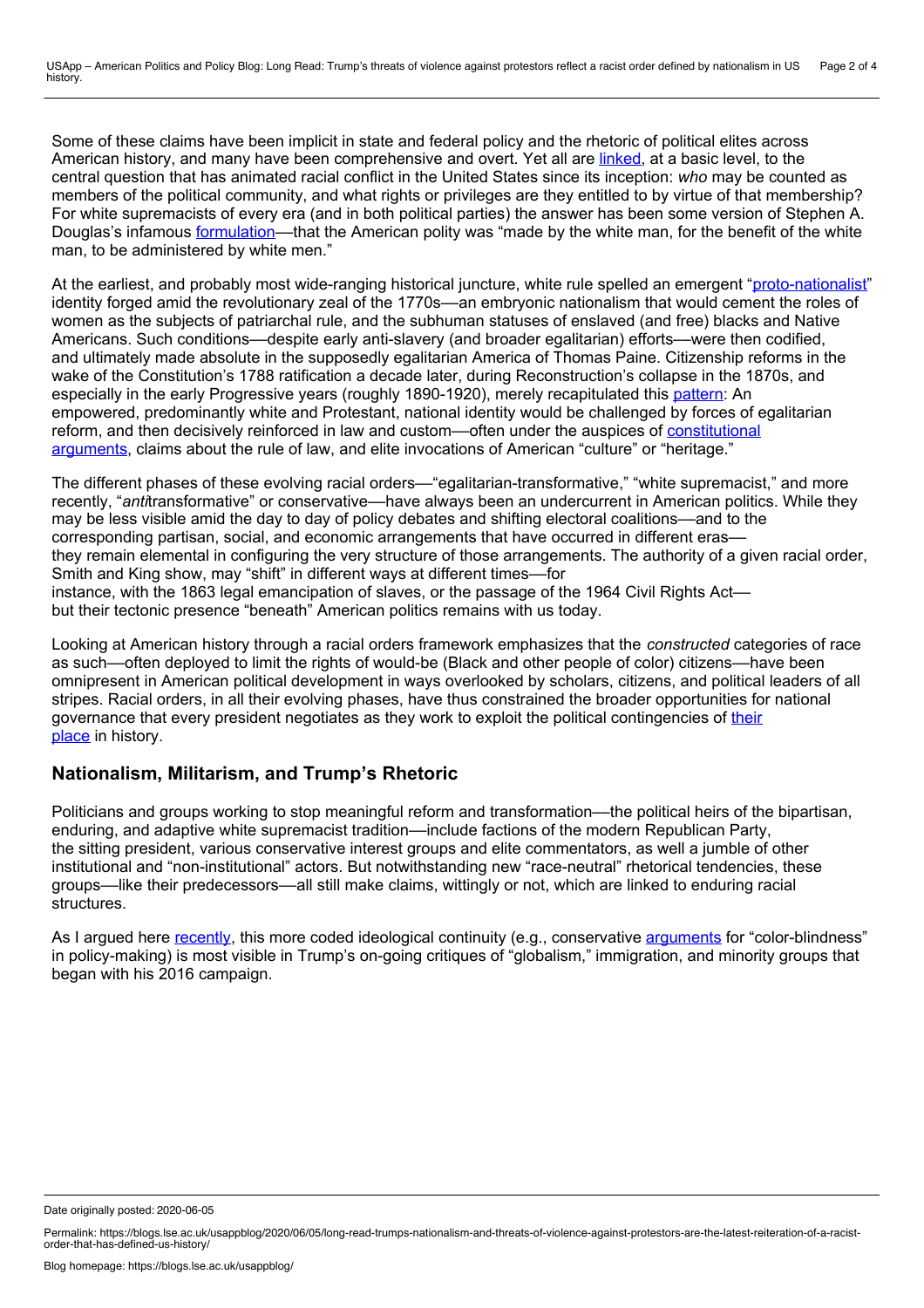Some of these claims have been implicit in state and federal policy and the rhetoric of political elites across American history, and many have been comprehensive and overt. Yet all are linked, at a basic level, to the central question that has animated racial conflict in the United States since its inception: *who* may be counted as members of the political community, and what rights or privileges are they entitled to by virtue of that membership? For white supremacists of every era (and in both political parties) the answer has been some version of Stephen A. Douglas's infamous formulation—that the American polity was "made by the white man, for the benefit of the white man, to be administered by white men."

At the earliest, and probably most wide-ranging historical juncture, white rule spelled an emergent "proto-nationalist" identity forged amid the revolutionary zeal of the 1770s—an embryonic nationalism that would cement the roles of women as the subjects of patriarchal rule, and the subhuman statuses of enslaved (and free) blacks and Native Americans. Such conditions—despite early anti-slavery (and broader egalitarian) efforts—were then codified, and ultimately made absolute in the supposedly egalitarian America of Thomas Paine. Citizenship reforms in the wake of the Constitution's 1788 ratification a decade later, during Reconstruction's collapse in the 1870s, and especially in the early Progressive years (roughly 1890-1920), merely recapitulated this pattern: An empowered, predominantly white and Protestant, national identity would be challenged by forces of egalitarian reform, and then decisively reinforced in law and custom—often under the auspices of constitutional arguments, claims about the rule of law, and elite invocations of American "culture" or "heritage."

The different phases of these evolving racial orders—"egalitarian-transformative," "white supremacist," and more recently, "*anti*transformative" or conservative—have always been an undercurrent in American politics. While they may be less visible amid the day to day of policy debates and shifting electoral coalitions—and to the corresponding partisan, social, and economic arrangements that have occurred in different eras—they remain elemental in configuring the very structure of those arrangements. The authority of a given racial order, Smith and King show, may "shift" in different ways at different times—for instance, with the 1863 legal emancipation of slaves, or the passage of the 1964 Civil Rights Act—but their tectonic presence "beneath" American politics remains with us today.

Looking at American history through a racial orders framework emphasizes that the *constructed* categories of race as such—often deployed to limit the rights of would-be (Black and other people of color) citizens—have been omnipresent in American political development in ways overlooked by scholars, citizens, and political leaders of all stripes. Racial orders, in all their evolving phases, have thus constrained the broader opportunities for national governance that every president negotiates as they work to exploit the political contingencies of their place in history.

## Nationalism, Militarism, and Trump's Rhetoric

Politicians and groups working to stop meaningful reform and transformation—the political heirs of the bipartisan, enduring, and adaptive white supremacist tradition—include factions of the modern Republican Party, the sitting president, various conservative interest groups and elite commentators, as well a jumble of other institutional and "non-institutional" actors. But notwithstanding new "race-neutral" rhetorical tendencies, these groups—like their predecessors—all still make claims, wittingly or not, which are linked to enduring racial structures.

As I argued here recently, this more coded ideological continuity (e.g., conservative arguments for "color-blindness" in policy-making) is most visible in Trump's on-going critiques of "globalism," immigration, and minority groups that began with his 2016 campaign.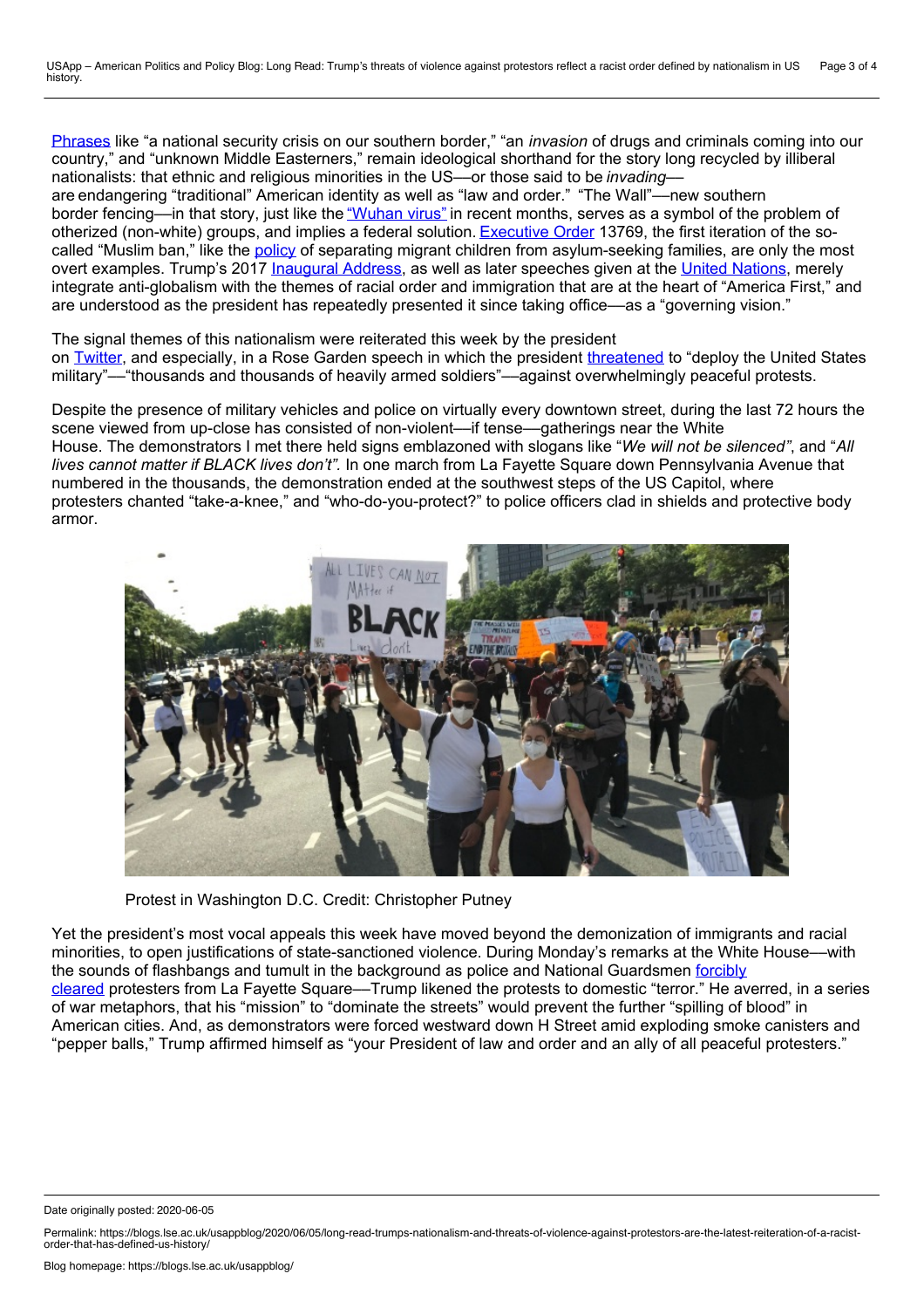Phrases like "a national security crisis on our southern border," "an *invasion* of drugs and criminals coming into our country," and "unknown Middle Easterners," remain ideological shorthand for the story long recycled by illiberal nationalists: that ethnic and religious minorities in the US—or those said to be *invading*—are endangering "traditional" American identity as well as "law and order." "The Wall"—new southern border fencing—in that story, just like the "Wuhan virus" in recent months, serves as a symbol of the problem of otherized (non-white) groups, and implies a federal solution. Executive Order 13769, the first iteration of the so-called "Muslim ban," like the policy of separating migrant children from asylum-seeking families, are only the most overt examples. Trump's 2017 Inaugural Address, as well as later speeches given at the United Nations, merely integrate anti-globalism with the themes of racial order and immigration that are at the heart of "America First," and are understood as the president has repeatedly presented it since taking office—as a "governing vision."

The signal themes of this nationalism were reiterated this week by the president on Twitter, and especially, in a Rose Garden speech in which the president threatened to "deploy the United States military"—"thousands and thousands of heavily armed soldiers"—against overwhelmingly peaceful protests.

Despite the presence of military vehicles and police on virtually every downtown street, during the last 72 hours the scene viewed from up-close has consisted of non-violent—if tense—gatherings near the White House. The demonstrators I met there held signs emblazoned with slogans like "*We will not be silenced*", and "*All lives cannot matter if BLACK lives don't*". In one march from La Fayette Square down Pennsylvania Avenue that numbered in the thousands, the demonstration ended at the southwest steps of the US Capitol, where protesters chanted "take-a-knee," and "who-do-you-protect?" to police officers clad in shields and protective body armor.

Protest in Washington D.C. Credit: Christopher Putney

Yet the president's most vocal appeals this week have moved beyond the demonization of immigrants and racial minorities, to open justifications of state-sanctioned violence. During Monday's remarks at the White House—with the sounds of flashbangs and tumult in the background as police and National Guardsmen forcibly cleared protesters from La Fayette Square—Trump likened the protests to domestic "terror." He averred, in a series of war metaphors, that his "mission" to "dominate the streets" would prevent the further "spilling of blood" in American cities. And, as demonstrators were forced westward down H Street amid exploding smoke canisters and "pepper balls," Trump affirmed himself as "your President of law and order and an ally of all peaceful protesters."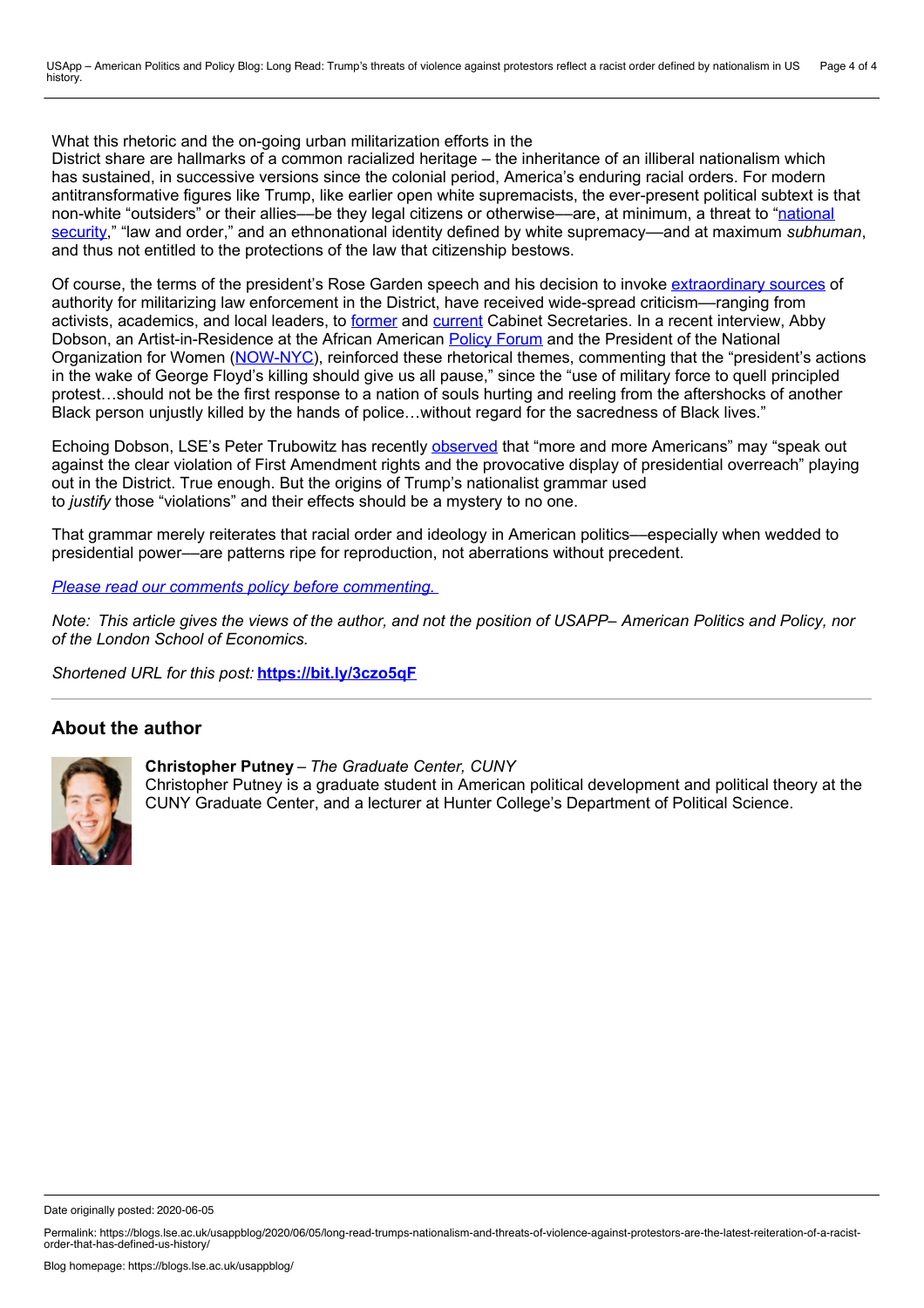What this rhetoric and the on-going urban militarization efforts in the District share are hallmarks of a common racialized heritage – the inheritance of an illiberal nationalism which has sustained, in successive versions since the colonial period, America's enduring racial orders. For modern antitransformative figures like Trump, like earlier open white supremacists, the ever-present political subtext is that non-white "outsiders" or their allies—be they legal citizens or otherwise—are, at minimum, a threat to "national security," "law and order," and an ethnonational identity defined by white supremacy—and at maximum *subhuman*, and thus not entitled to the protections of the law that citizenship bestows.

Of course, the terms of the president's Rose Garden speech and his decision to invoke extraordinary sources of authority for militarizing law enforcement in the District, have received wide-spread criticism—ranging from activists, academics, and local leaders, to former and current Cabinet Secretaries. In a recent interview, Abby Dobson, an Artist-in-Residence at the African American Policy Forum and the President of the National Organization for Women (NOW-NYC), reinforced these rhetorical themes, commenting that the "president's actions in the wake of George Floyd's killing should give us all pause," since the "use of military force to quell principled protest…should not be the first response to a nation of souls hurting and reeling from the aftershocks of another Black person unjustly killed by the hands of police…without regard for the sacredness of Black lives."

Echoing Dobson, LSE's Peter Trubowitz has recently observed that "more and more Americans" may "speak out against the clear violation of First Amendment rights and the provocative display of presidential overreach" playing out in the District. True enough. But the origins of Trump's nationalist grammar used to *justify* those "violations" and their effects should be a mystery to no one.

That grammar merely reiterates that racial order and ideology in American politics—especially when wedded to presidential power—are patterns ripe for reproduction, not aberrations without precedent.

*Please read our comments policy before commenting.*

*Note: This article gives the views of the author, and not the position of USAPP– American Politics and Policy, nor of the London School of Economics.*

*Shortened URL for this post:* **https://bit.ly/3czo5qF**

---

## About the author

**Christopher Putney** – *The Graduate Center, CUNY*
Christopher Putney is a graduate student in American political development and political theory at the CUNY Graduate Center, and a lecturer at Hunter College's Department of Political Science.

Date originally posted: 2020-06-05

Permalink: https://blogs.lse.ac.uk/usappblog/2020/06/05/long-read-trumps-nationalism-and-threats-of-violence-against-protestors-are-the-latest-reiteration-of-a-racist-order-that-has-defined-us-history/

Blog homepage: https://blogs.lse.ac.uk/usappblog/